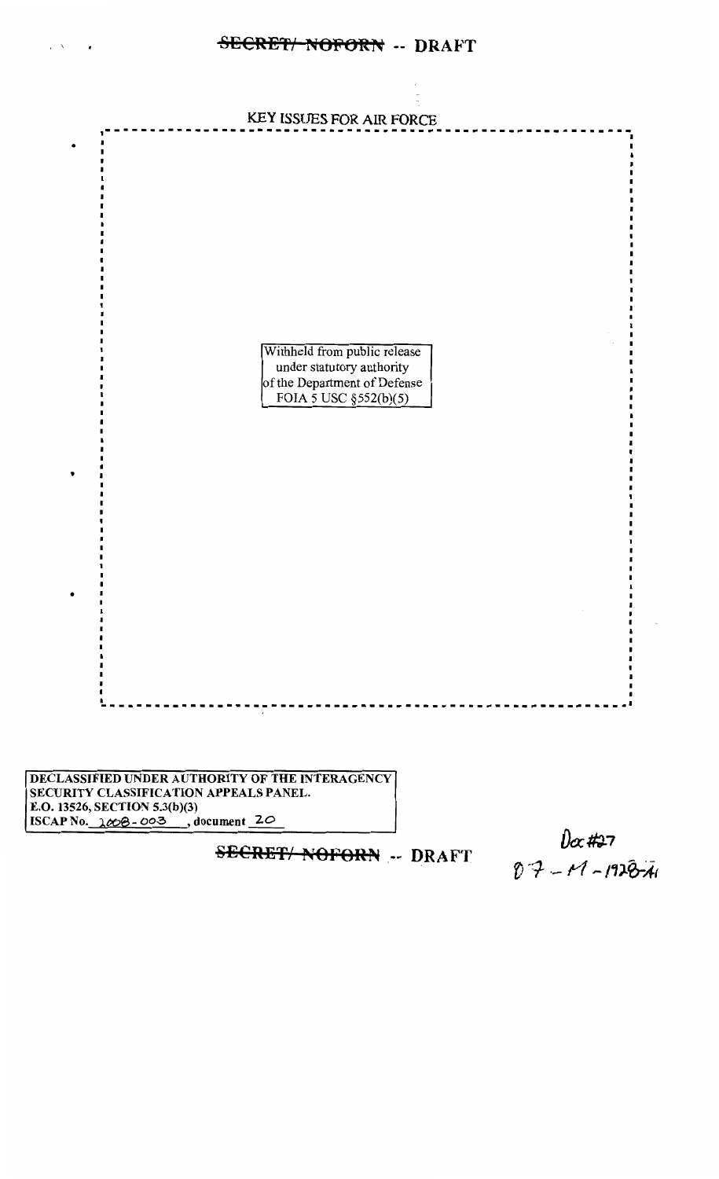~~SECRET/ NOFORN~~ -- DRAFT

KEY ISSUES FOR AIR FORCE

- 

Withheld from public release
under statutory authority
of the Department of Defense
FOIA 5 USC §552(b)(5)

- 

- 

DECLASSIFIED UNDER AUTHORITY OF THE INTERAGENCY
SECURITY CLASSIFICATION APPEALS PANEL.
E.O. 13526, SECTION 5.3(b)(3)
ISCAP No. 2008-003, document 20

~~SECRET/ NOFORN~~ -- DRAFT

Doc #27
07-M-1928-A1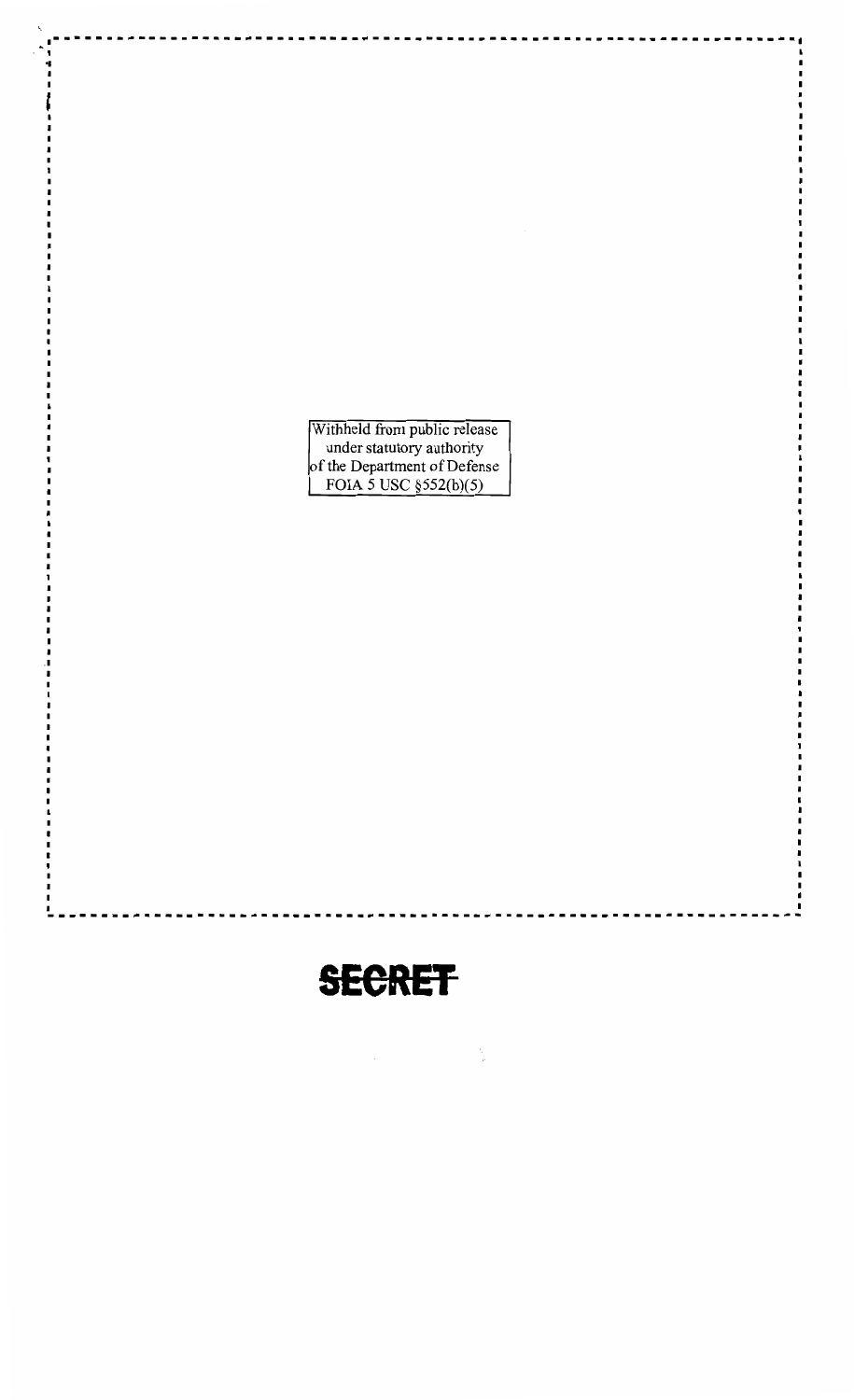Withheld from public release
under statutory authority
of the Department of Defense
FOIA 5 USC §552(b)(5)

**SECRET**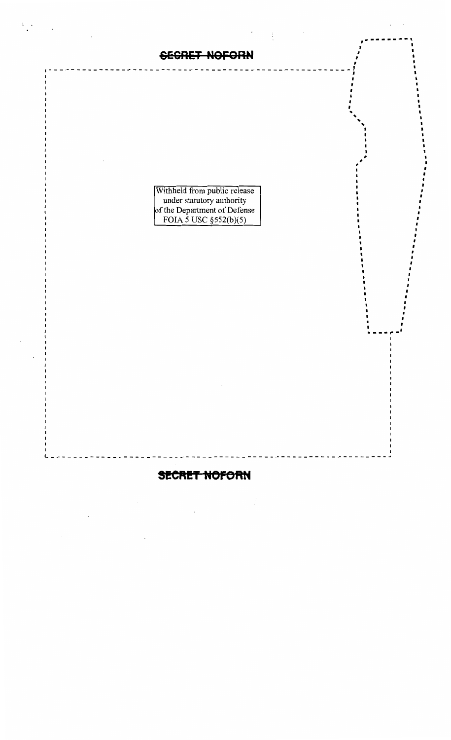SECRET NOFORN

Withheld from public release
under statutory authority
of the Department of Defense
FOIA 5 USC §552(b)(5)

SECRET NOFORN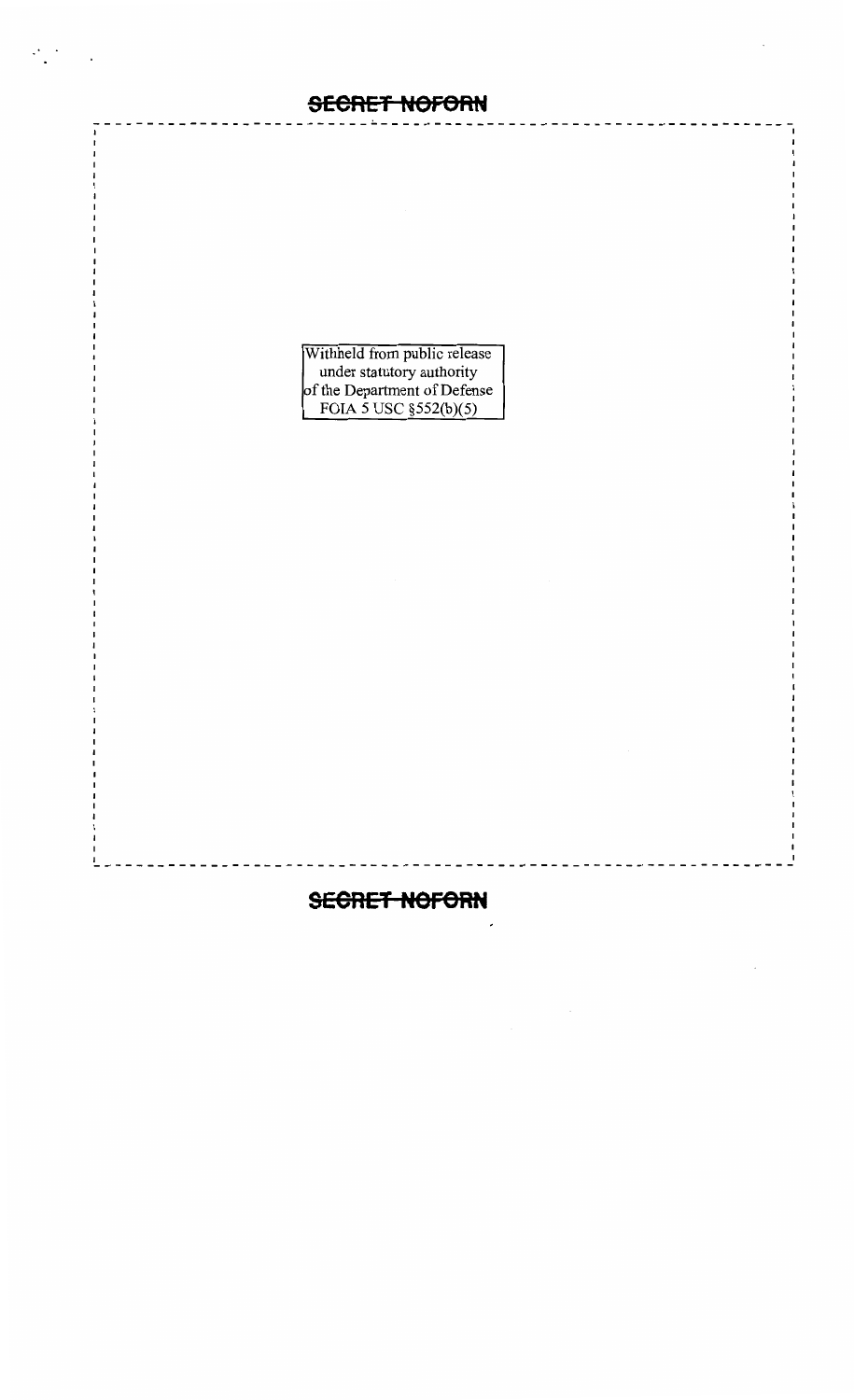Withheld from public release
under statutory authority
of the Department of Defense
FOIA 5 USC §552(b)(5)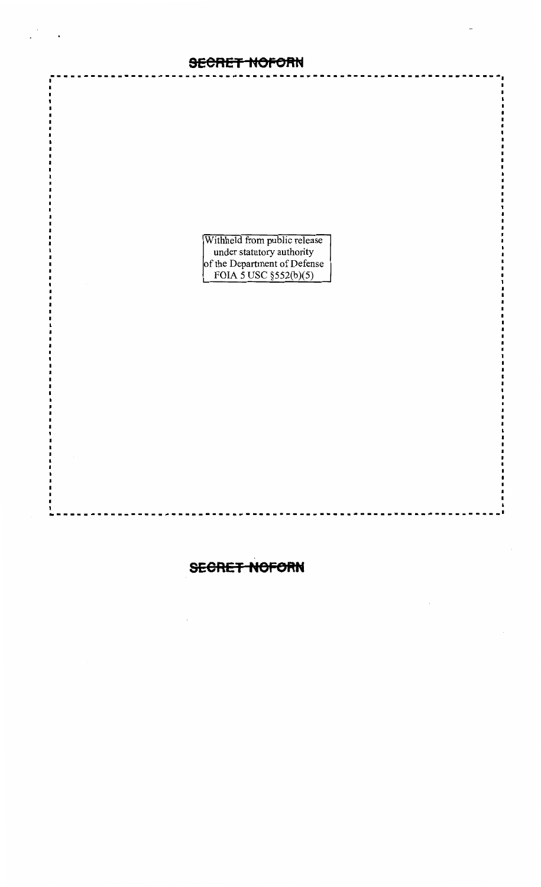SECRET NOFORN

Withheld from public release
under statutory authority
of the Department of Defense
FOIA 5 USC §552(b)(5)

SECRET NOFORN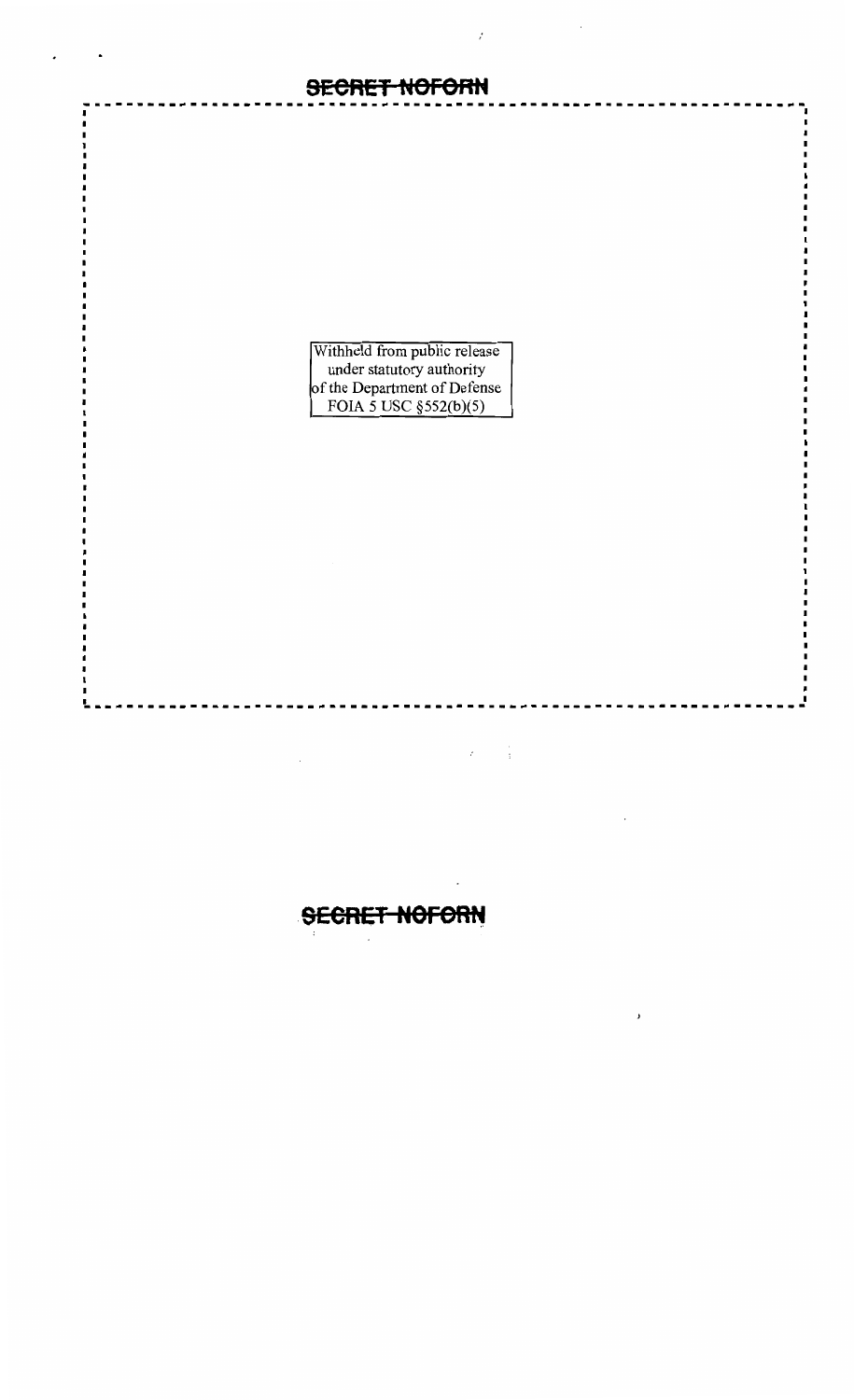SECRET NOFORN

Withheld from public release
under statutory authority
of the Department of Defense
FOIA 5 USC §552(b)(5)

SECRET NOFORN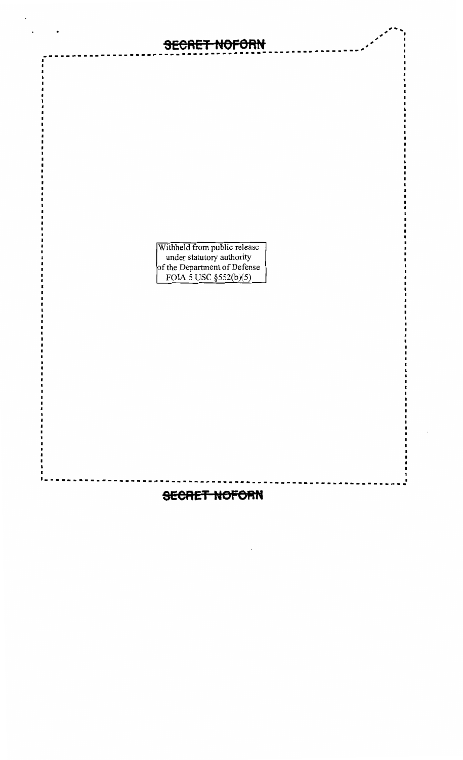SECRET NOFORN

Withheld from public release
under statutory authority
of the Department of Defense
FOIA 5 USC §552(b)(5)

SECRET NOFORN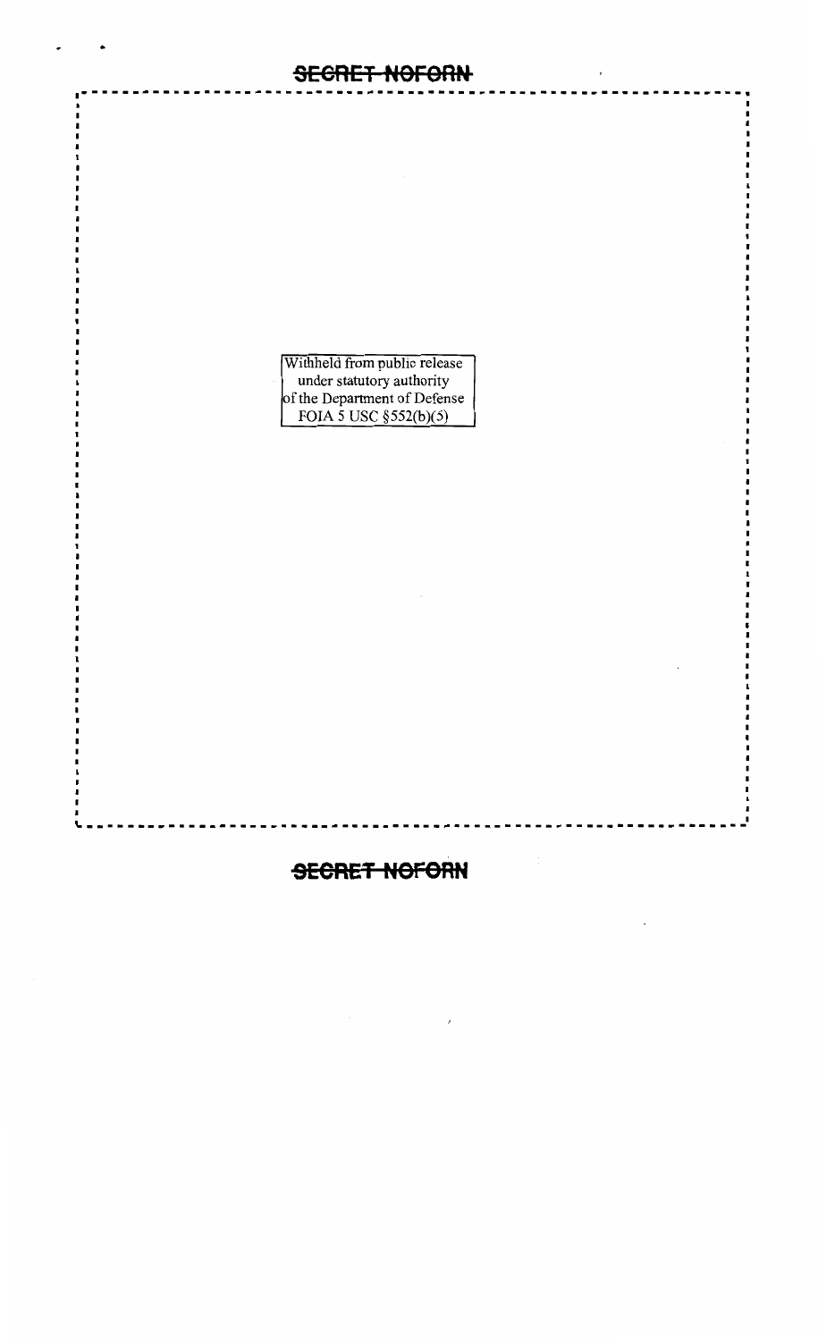SECRET NOFORN

Withheld from public release
under statutory authority
of the Department of Defense
FOIA 5 USC §552(b)(5)

SECRET NOFORN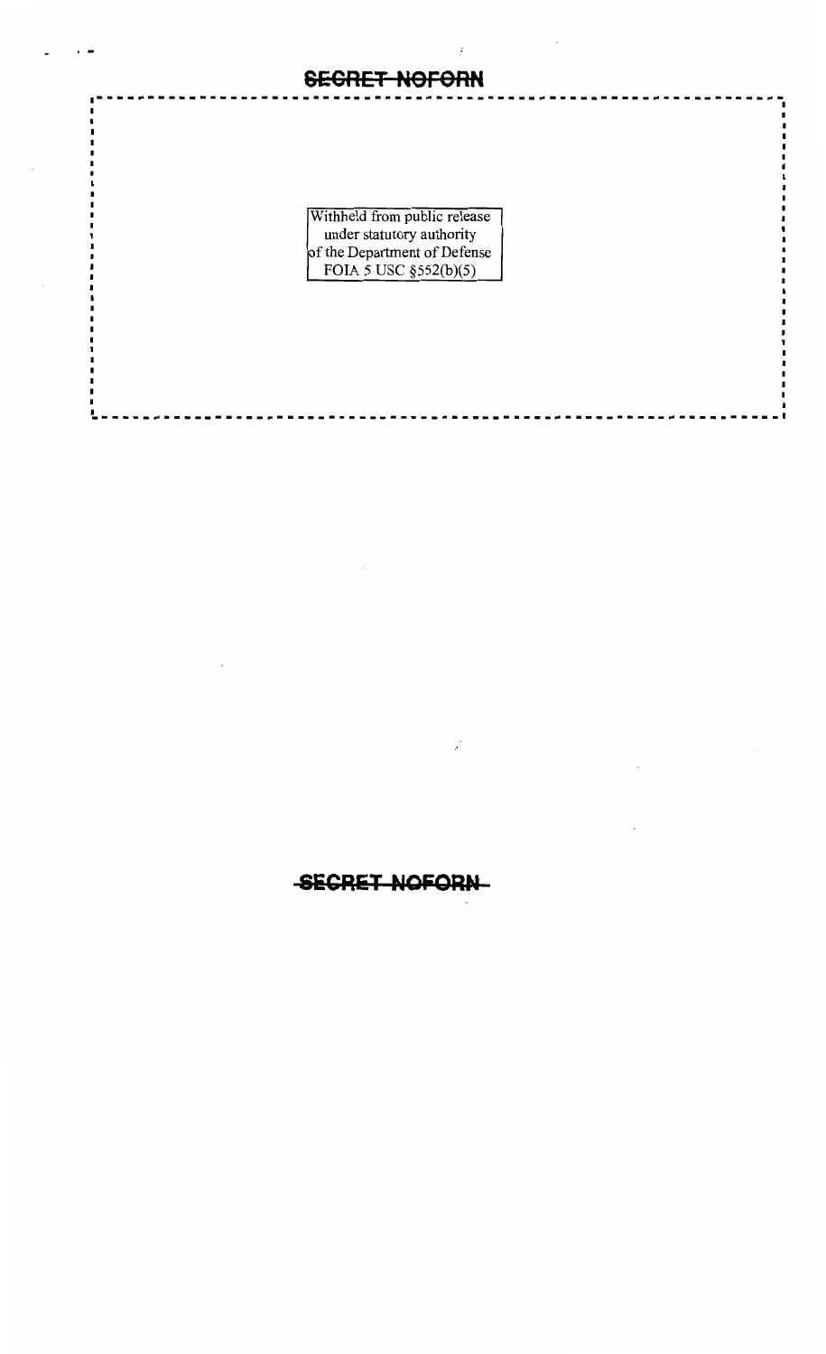~~SECRET NOFORN~~

Withheld from public release
under statutory authority
of the Department of Defense
FOIA 5 USC §552(b)(5)

~~SECRET NOFORN~~